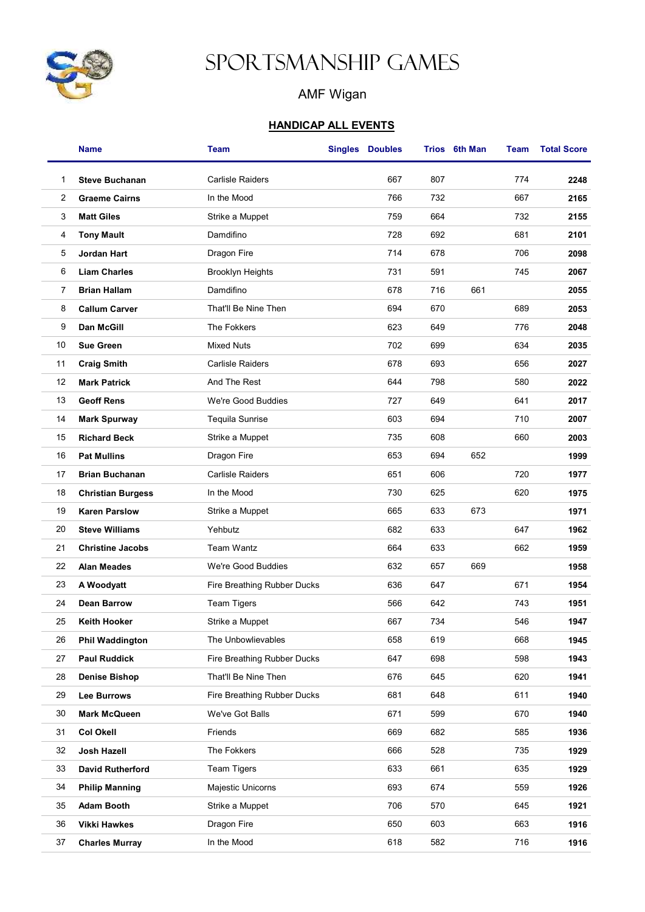# Sportsmanship Games

## AMF Wigan

### HANDICAP ALL EVENTS

| | Name | Team | Singles | Doubles | Trios | 6th Man | Team | Total Score |
|---|---|---|---|---|---|---|---|---|
| 1 | **Steve Buchanan** | Carlisle Raiders | | 667 | 807 | | 774 | **2248** |
| 2 | **Graeme Cairns** | In the Mood | | 766 | 732 | | 667 | **2165** |
| 3 | **Matt Giles** | Strike a Muppet | | 759 | 664 | | 732 | **2155** |
| 4 | **Tony Mault** | Damdifino | | 728 | 692 | | 681 | **2101** |
| 5 | **Jordan Hart** | Dragon Fire | | 714 | 678 | | 706 | **2098** |
| 6 | **Liam Charles** | Brooklyn Heights | | 731 | 591 | | 745 | **2067** |
| 7 | **Brian Hallam** | Damdifino | | 678 | 716 | 661 | | **2055** |
| 8 | **Callum Carver** | That'll Be Nine Then | | 694 | 670 | | 689 | **2053** |
| 9 | **Dan McGill** | The Fokkers | | 623 | 649 | | 776 | **2048** |
| 10 | **Sue Green** | Mixed Nuts | | 702 | 699 | | 634 | **2035** |
| 11 | **Craig Smith** | Carlisle Raiders | | 678 | 693 | | 656 | **2027** |
| 12 | **Mark Patrick** | And The Rest | | 644 | 798 | | 580 | **2022** |
| 13 | **Geoff Rens** | We're Good Buddies | | 727 | 649 | | 641 | **2017** |
| 14 | **Mark Spurway** | Tequila Sunrise | | 603 | 694 | | 710 | **2007** |
| 15 | **Richard Beck** | Strike a Muppet | | 735 | 608 | | 660 | **2003** |
| 16 | **Pat Mullins** | Dragon Fire | | 653 | 694 | 652 | | **1999** |
| 17 | **Brian Buchanan** | Carlisle Raiders | | 651 | 606 | | 720 | **1977** |
| 18 | **Christian Burgess** | In the Mood | | 730 | 625 | | 620 | **1975** |
| 19 | **Karen Parslow** | Strike a Muppet | | 665 | 633 | 673 | | **1971** |
| 20 | **Steve Williams** | Yehbutz | | 682 | 633 | | 647 | **1962** |
| 21 | **Christine Jacobs** | Team Wantz | | 664 | 633 | | 662 | **1959** |
| 22 | **Alan Meades** | We're Good Buddies | | 632 | 657 | 669 | | **1958** |
| 23 | **A Woodyatt** | Fire Breathing Rubber Ducks | | 636 | 647 | | 671 | **1954** |
| 24 | **Dean Barrow** | Team Tigers | | 566 | 642 | | 743 | **1951** |
| 25 | **Keith Hooker** | Strike a Muppet | | 667 | 734 | | 546 | **1947** |
| 26 | **Phil Waddington** | The Unbowlievables | | 658 | 619 | | 668 | **1945** |
| 27 | **Paul Ruddick** | Fire Breathing Rubber Ducks | | 647 | 698 | | 598 | **1943** |
| 28 | **Denise Bishop** | That'll Be Nine Then | | 676 | 645 | | 620 | **1941** |
| 29 | **Lee Burrows** | Fire Breathing Rubber Ducks | | 681 | 648 | | 611 | **1940** |
| 30 | **Mark McQueen** | We've Got Balls | | 671 | 599 | | 670 | **1940** |
| 31 | **Col Okell** | Friends | | 669 | 682 | | 585 | **1936** |
| 32 | **Josh Hazell** | The Fokkers | | 666 | 528 | | 735 | **1929** |
| 33 | **David Rutherford** | Team Tigers | | 633 | 661 | | 635 | **1929** |
| 34 | **Philip Manning** | Majestic Unicorns | | 693 | 674 | | 559 | **1926** |
| 35 | **Adam Booth** | Strike a Muppet | | 706 | 570 | | 645 | **1921** |
| 36 | **Vikki Hawkes** | Dragon Fire | | 650 | 603 | | 663 | **1916** |
| 37 | **Charles Murray** | In the Mood | | 618 | 582 | | 716 | **1916** |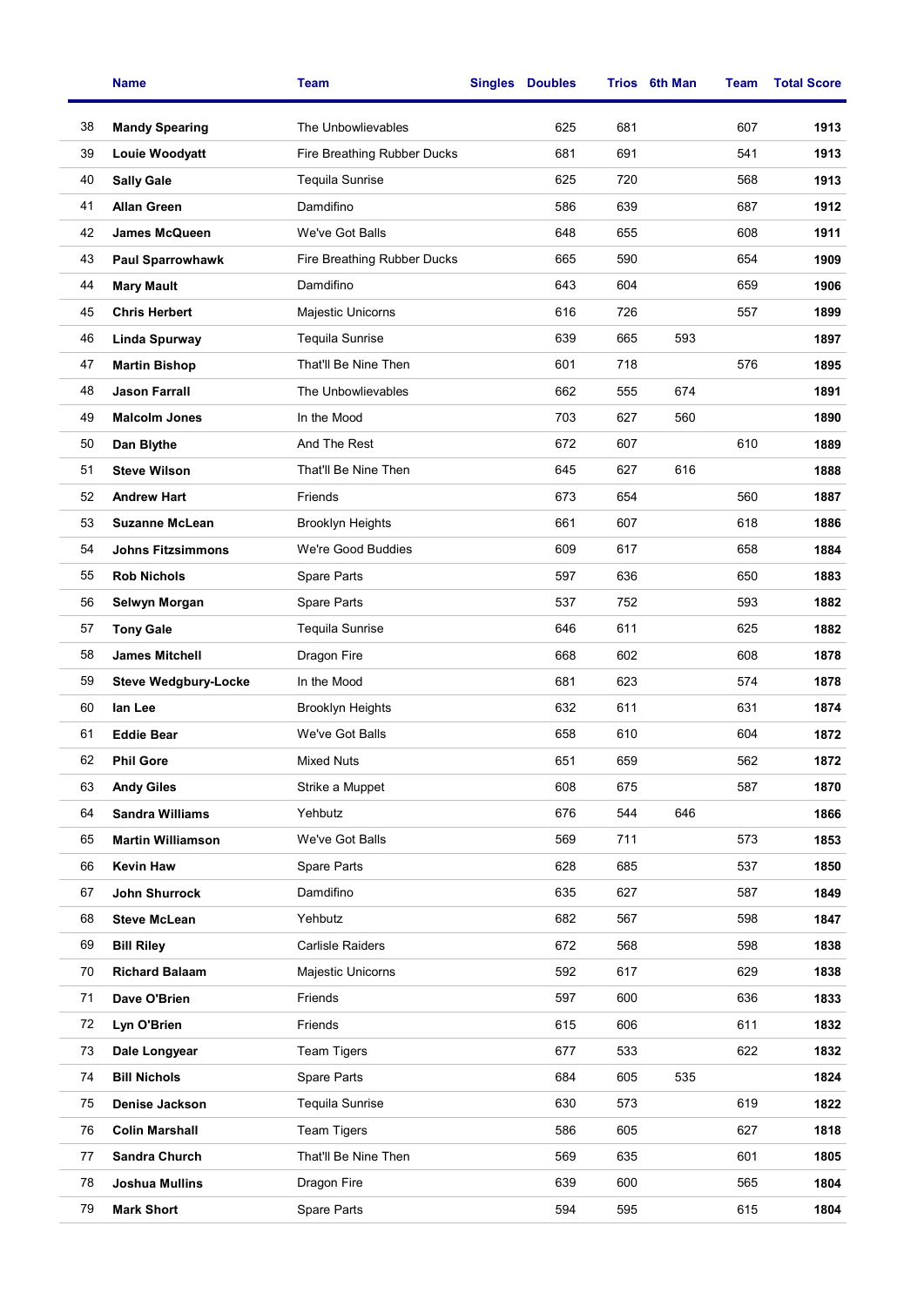| | Name | Team | Singles | Doubles | Trios | 6th Man | Team | Total Score |
|---|---|---|---|---|---|---|---|---|
| 38 | **Mandy Spearing** | The Unbowlievables | | 625 | 681 | | 607 | **1913** |
| 39 | **Louie Woodyatt** | Fire Breathing Rubber Ducks | | 681 | 691 | | 541 | **1913** |
| 40 | **Sally Gale** | Tequila Sunrise | | 625 | 720 | | 568 | **1913** |
| 41 | **Allan Green** | Damdifino | | 586 | 639 | | 687 | **1912** |
| 42 | **James McQueen** | We've Got Balls | | 648 | 655 | | 608 | **1911** |
| 43 | **Paul Sparrowhawk** | Fire Breathing Rubber Ducks | | 665 | 590 | | 654 | **1909** |
| 44 | **Mary Mault** | Damdifino | | 643 | 604 | | 659 | **1906** |
| 45 | **Chris Herbert** | Majestic Unicorns | | 616 | 726 | | 557 | **1899** |
| 46 | **Linda Spurway** | Tequila Sunrise | | 639 | 665 | 593 | | **1897** |
| 47 | **Martin Bishop** | That'll Be Nine Then | | 601 | 718 | | 576 | **1895** |
| 48 | **Jason Farrall** | The Unbowlievables | | 662 | 555 | 674 | | **1891** |
| 49 | **Malcolm Jones** | In the Mood | | 703 | 627 | 560 | | **1890** |
| 50 | **Dan Blythe** | And The Rest | | 672 | 607 | | 610 | **1889** |
| 51 | **Steve Wilson** | That'll Be Nine Then | | 645 | 627 | 616 | | **1888** |
| 52 | **Andrew Hart** | Friends | | 673 | 654 | | 560 | **1887** |
| 53 | **Suzanne McLean** | Brooklyn Heights | | 661 | 607 | | 618 | **1886** |
| 54 | **Johns Fitzsimmons** | We're Good Buddies | | 609 | 617 | | 658 | **1884** |
| 55 | **Rob Nichols** | Spare Parts | | 597 | 636 | | 650 | **1883** |
| 56 | **Selwyn Morgan** | Spare Parts | | 537 | 752 | | 593 | **1882** |
| 57 | **Tony Gale** | Tequila Sunrise | | 646 | 611 | | 625 | **1882** |
| 58 | **James Mitchell** | Dragon Fire | | 668 | 602 | | 608 | **1878** |
| 59 | **Steve Wedgbury-Locke** | In the Mood | | 681 | 623 | | 574 | **1878** |
| 60 | **Ian Lee** | Brooklyn Heights | | 632 | 611 | | 631 | **1874** |
| 61 | **Eddie Bear** | We've Got Balls | | 658 | 610 | | 604 | **1872** |
| 62 | **Phil Gore** | Mixed Nuts | | 651 | 659 | | 562 | **1872** |
| 63 | **Andy Giles** | Strike a Muppet | | 608 | 675 | | 587 | **1870** |
| 64 | **Sandra Williams** | Yehbutz | | 676 | 544 | 646 | | **1866** |
| 65 | **Martin Williamson** | We've Got Balls | | 569 | 711 | | 573 | **1853** |
| 66 | **Kevin Haw** | Spare Parts | | 628 | 685 | | 537 | **1850** |
| 67 | **John Shurrock** | Damdifino | | 635 | 627 | | 587 | **1849** |
| 68 | **Steve McLean** | Yehbutz | | 682 | 567 | | 598 | **1847** |
| 69 | **Bill Riley** | Carlisle Raiders | | 672 | 568 | | 598 | **1838** |
| 70 | **Richard Balaam** | Majestic Unicorns | | 592 | 617 | | 629 | **1838** |
| 71 | **Dave O'Brien** | Friends | | 597 | 600 | | 636 | **1833** |
| 72 | **Lyn O'Brien** | Friends | | 615 | 606 | | 611 | **1832** |
| 73 | **Dale Longyear** | Team Tigers | | 677 | 533 | | 622 | **1832** |
| 74 | **Bill Nichols** | Spare Parts | | 684 | 605 | 535 | | **1824** |
| 75 | **Denise Jackson** | Tequila Sunrise | | 630 | 573 | | 619 | **1822** |
| 76 | **Colin Marshall** | Team Tigers | | 586 | 605 | | 627 | **1818** |
| 77 | **Sandra Church** | That'll Be Nine Then | | 569 | 635 | | 601 | **1805** |
| 78 | **Joshua Mullins** | Dragon Fire | | 639 | 600 | | 565 | **1804** |
| 79 | **Mark Short** | Spare Parts | | 594 | 595 | | 615 | **1804** |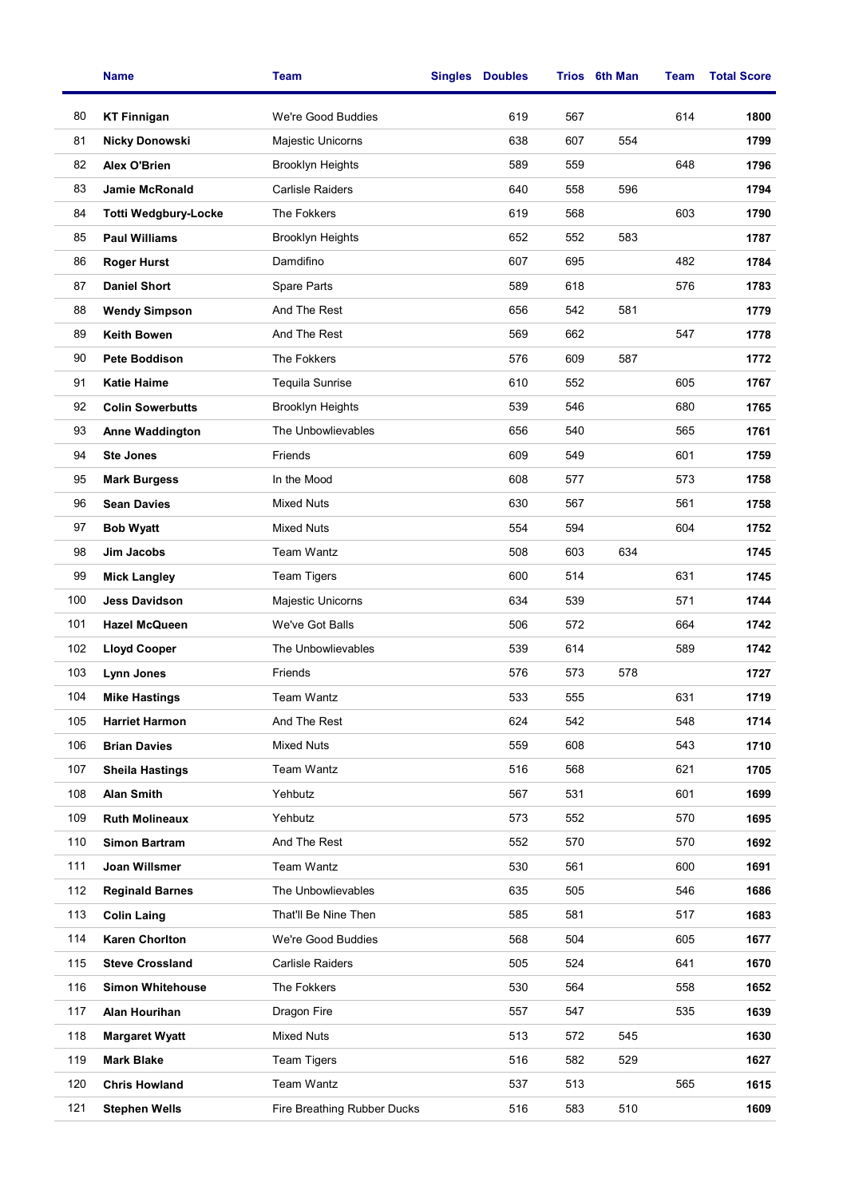|  | Name | Team | Singles | Doubles | Trios | 6th Man | Team | Total Score |
|---|---|---|---|---|---|---|---|---|
| 80 | **KT Finnigan** | We're Good Buddies |  | 619 | 567 |  | 614 | **1800** |
| 81 | **Nicky Donowski** | Majestic Unicorns |  | 638 | 607 | 554 |  | **1799** |
| 82 | **Alex O'Brien** | Brooklyn Heights |  | 589 | 559 |  | 648 | **1796** |
| 83 | **Jamie McRonald** | Carlisle Raiders |  | 640 | 558 | 596 |  | **1794** |
| 84 | **Totti Wedgbury-Locke** | The Fokkers |  | 619 | 568 |  | 603 | **1790** |
| 85 | **Paul Williams** | Brooklyn Heights |  | 652 | 552 | 583 |  | **1787** |
| 86 | **Roger Hurst** | Damdifino |  | 607 | 695 |  | 482 | **1784** |
| 87 | **Daniel Short** | Spare Parts |  | 589 | 618 |  | 576 | **1783** |
| 88 | **Wendy Simpson** | And The Rest |  | 656 | 542 | 581 |  | **1779** |
| 89 | **Keith Bowen** | And The Rest |  | 569 | 662 |  | 547 | **1778** |
| 90 | **Pete Boddison** | The Fokkers |  | 576 | 609 | 587 |  | **1772** |
| 91 | **Katie Haime** | Tequila Sunrise |  | 610 | 552 |  | 605 | **1767** |
| 92 | **Colin Sowerbutts** | Brooklyn Heights |  | 539 | 546 |  | 680 | **1765** |
| 93 | **Anne Waddington** | The Unbowlievables |  | 656 | 540 |  | 565 | **1761** |
| 94 | **Ste Jones** | Friends |  | 609 | 549 |  | 601 | **1759** |
| 95 | **Mark Burgess** | In the Mood |  | 608 | 577 |  | 573 | **1758** |
| 96 | **Sean Davies** | Mixed Nuts |  | 630 | 567 |  | 561 | **1758** |
| 97 | **Bob Wyatt** | Mixed Nuts |  | 554 | 594 |  | 604 | **1752** |
| 98 | **Jim Jacobs** | Team Wantz |  | 508 | 603 | 634 |  | **1745** |
| 99 | **Mick Langley** | Team Tigers |  | 600 | 514 |  | 631 | **1745** |
| 100 | **Jess Davidson** | Majestic Unicorns |  | 634 | 539 |  | 571 | **1744** |
| 101 | **Hazel McQueen** | We've Got Balls |  | 506 | 572 |  | 664 | **1742** |
| 102 | **Lloyd Cooper** | The Unbowlievables |  | 539 | 614 |  | 589 | **1742** |
| 103 | **Lynn Jones** | Friends |  | 576 | 573 | 578 |  | **1727** |
| 104 | **Mike Hastings** | Team Wantz |  | 533 | 555 |  | 631 | **1719** |
| 105 | **Harriet Harmon** | And The Rest |  | 624 | 542 |  | 548 | **1714** |
| 106 | **Brian Davies** | Mixed Nuts |  | 559 | 608 |  | 543 | **1710** |
| 107 | **Sheila Hastings** | Team Wantz |  | 516 | 568 |  | 621 | **1705** |
| 108 | **Alan Smith** | Yehbutz |  | 567 | 531 |  | 601 | **1699** |
| 109 | **Ruth Molineaux** | Yehbutz |  | 573 | 552 |  | 570 | **1695** |
| 110 | **Simon Bartram** | And The Rest |  | 552 | 570 |  | 570 | **1692** |
| 111 | **Joan Willsmer** | Team Wantz |  | 530 | 561 |  | 600 | **1691** |
| 112 | **Reginald Barnes** | The Unbowlievables |  | 635 | 505 |  | 546 | **1686** |
| 113 | **Colin Laing** | That'll Be Nine Then |  | 585 | 581 |  | 517 | **1683** |
| 114 | **Karen Chorlton** | We're Good Buddies |  | 568 | 504 |  | 605 | **1677** |
| 115 | **Steve Crossland** | Carlisle Raiders |  | 505 | 524 |  | 641 | **1670** |
| 116 | **Simon Whitehouse** | The Fokkers |  | 530 | 564 |  | 558 | **1652** |
| 117 | **Alan Hourihan** | Dragon Fire |  | 557 | 547 |  | 535 | **1639** |
| 118 | **Margaret Wyatt** | Mixed Nuts |  | 513 | 572 | 545 |  | **1630** |
| 119 | **Mark Blake** | Team Tigers |  | 516 | 582 | 529 |  | **1627** |
| 120 | **Chris Howland** | Team Wantz |  | 537 | 513 |  | 565 | **1615** |
| 121 | **Stephen Wells** | Fire Breathing Rubber Ducks |  | 516 | 583 | 510 |  | **1609** |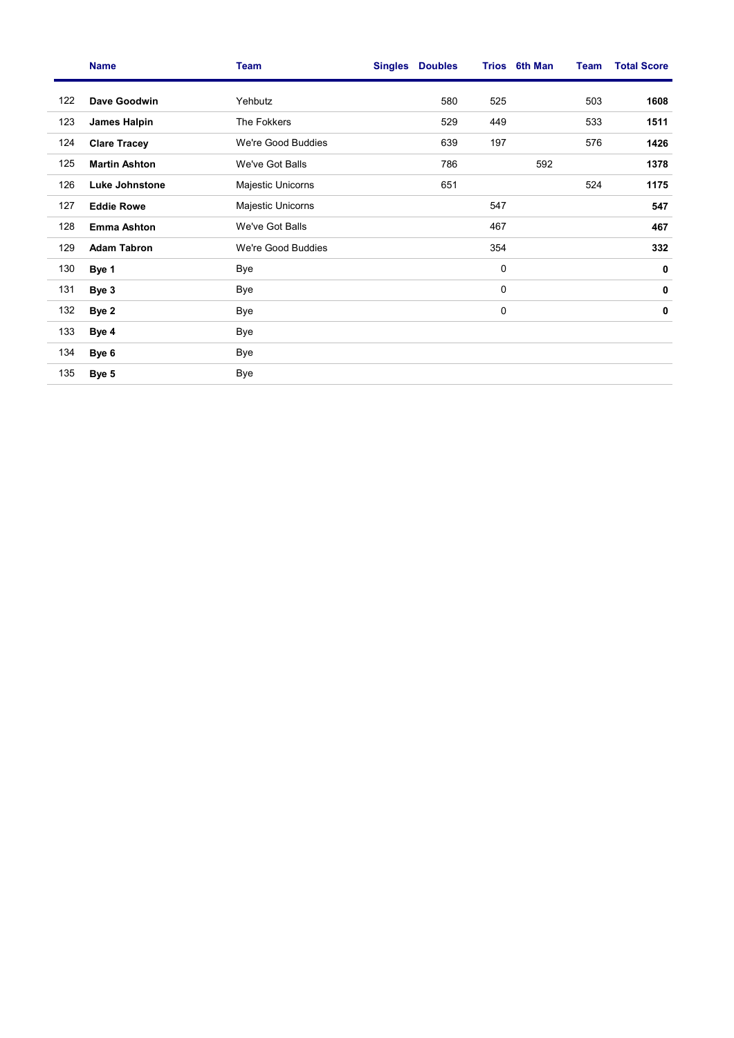| | Name | Team | Singles | Doubles | Trios | 6th Man | Team | Total Score |
|---|---|---|---|---|---|---|---|---|
| 122 | **Dave Goodwin** | Yehbutz | | 580 | 525 | | 503 | **1608** |
| 123 | **James Halpin** | The Fokkers | | 529 | 449 | | 533 | **1511** |
| 124 | **Clare Tracey** | We're Good Buddies | | 639 | 197 | | 576 | **1426** |
| 125 | **Martin Ashton** | We've Got Balls | | 786 | | 592 | | **1378** |
| 126 | **Luke Johnstone** | Majestic Unicorns | | 651 | | | 524 | **1175** |
| 127 | **Eddie Rowe** | Majestic Unicorns | | | 547 | | | **547** |
| 128 | **Emma Ashton** | We've Got Balls | | | 467 | | | **467** |
| 129 | **Adam Tabron** | We're Good Buddies | | | 354 | | | **332** |
| 130 | **Bye 1** | Bye | | | 0 | | | **0** |
| 131 | **Bye 3** | Bye | | | 0 | | | **0** |
| 132 | **Bye 2** | Bye | | | 0 | | | **0** |
| 133 | **Bye 4** | Bye | | | | | | |
| 134 | **Bye 6** | Bye | | | | | | |
| 135 | **Bye 5** | Bye | | | | | | |